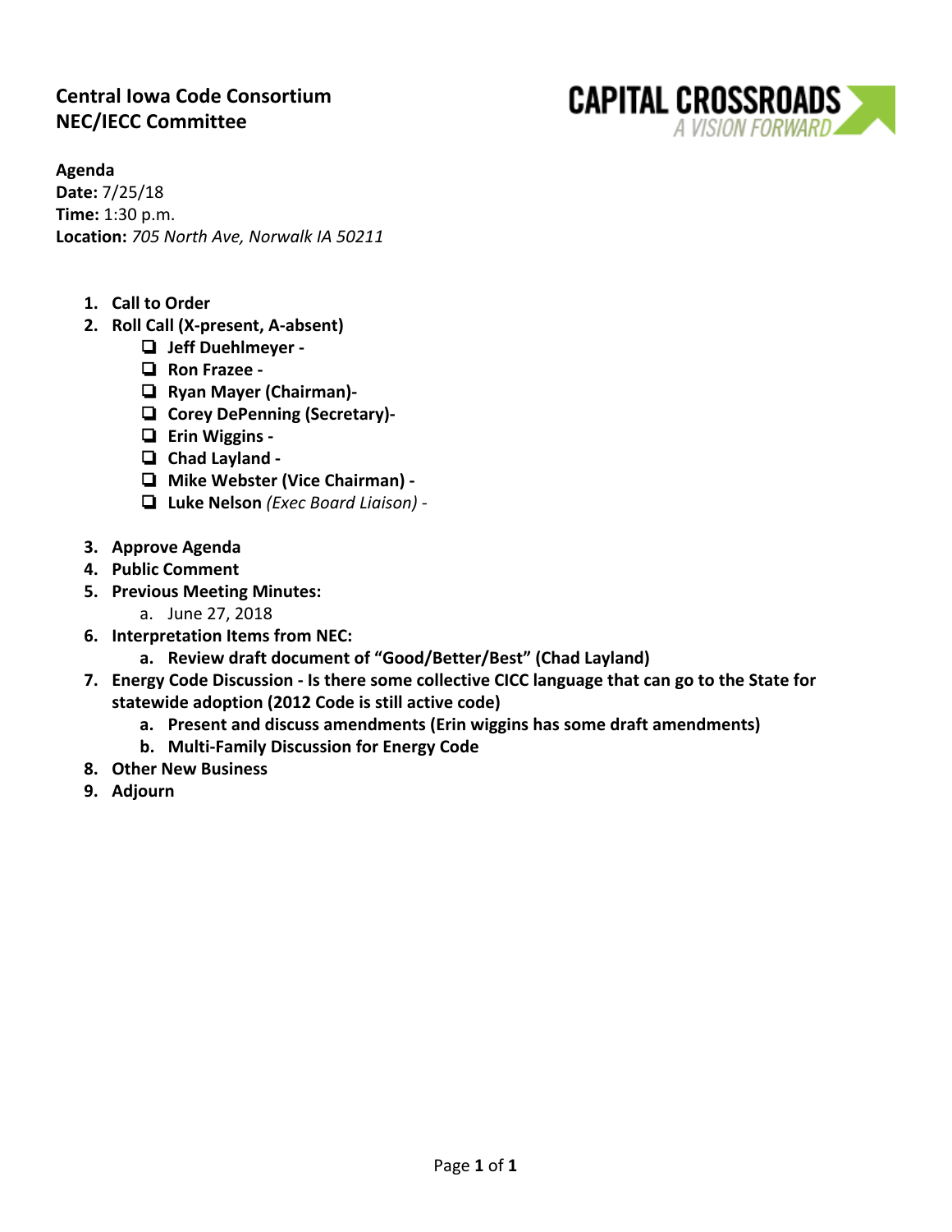## Central Iowa Code Consortium
## NEC/IECC Committee

CAPITAL CROSSROADS
*A VISION FORWARD*

**Agenda**
**Date:** 7/25/18
**Time:** 1:30 p.m.
**Location:** *705 North Ave, Norwalk IA 50211*

1. **Call to Order**
2. **Roll Call (X-present, A-absent)**
   - ❑ **Jeff Duehlmeyer -**
   - ❑ **Ron Frazee -**
   - ❑ **Ryan Mayer (Chairman)-**
   - ❑ **Corey DePenning (Secretary)-**
   - ❑ **Erin Wiggins -**
   - ❑ **Chad Layland -**
   - ❑ **Mike Webster (Vice Chairman) -**
   - ❑ **Luke Nelson** *(Exec Board Liaison) -*
3. **Approve Agenda**
4. **Public Comment**
5. **Previous Meeting Minutes:**
   a. June 27, 2018
6. **Interpretation Items from NEC:**
   a. **Review draft document of "Good/Better/Best" (Chad Layland)**
7. **Energy Code Discussion - Is there some collective CICC language that can go to the State for statewide adoption (2012 Code is still active code)**
   a. **Present and discuss amendments (Erin wiggins has some draft amendments)**
   b. **Multi-Family Discussion for Energy Code**
8. **Other New Business**
9. **Adjourn**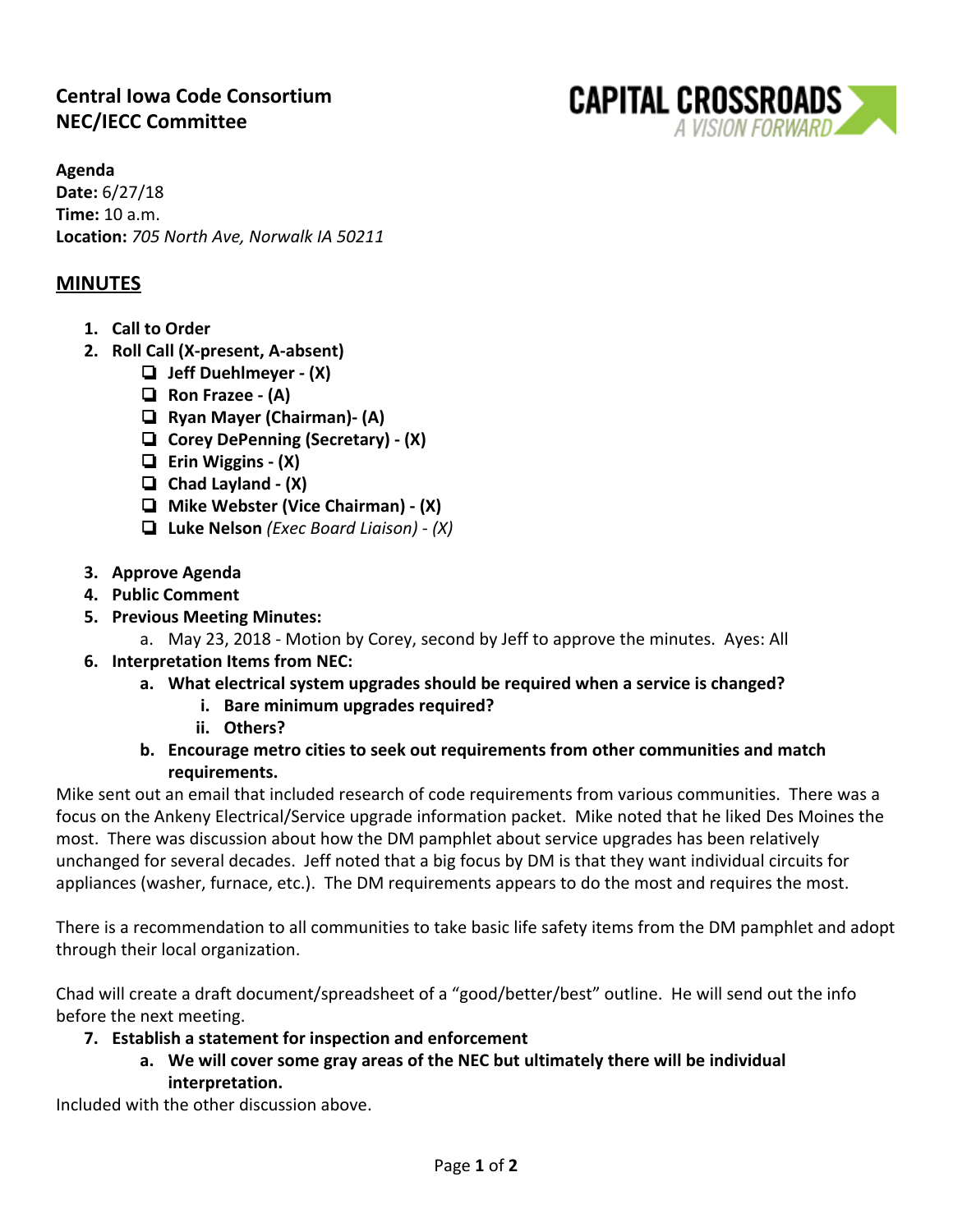**Central Iowa Code Consortium**
**NEC/IECC Committee**

**Agenda**
**Date:** 6/27/18
**Time:** 10 a.m.
**Location:** *705 North Ave, Norwalk IA 50211*

## MINUTES

1. **Call to Order**
2. **Roll Call (X-present, A-absent)**
   - ❏ **Jeff Duehlmeyer - (X)**
   - ❏ **Ron Frazee - (A)**
   - ❏ **Ryan Mayer (Chairman)- (A)**
   - ❏ **Corey DePenning (Secretary) - (X)**
   - ❏ **Erin Wiggins - (X)**
   - ❏ **Chad Layland - (X)**
   - ❏ **Mike Webster (Vice Chairman) - (X)**
   - ❏ **Luke Nelson** *(Exec Board Liaison) - (X)*
3. **Approve Agenda**
4. **Public Comment**
5. **Previous Meeting Minutes:**
   a. May 23, 2018 - Motion by Corey, second by Jeff to approve the minutes. Ayes: All
6. **Interpretation Items from NEC:**
   a. **What electrical system upgrades should be required when a service is changed?**
      i. **Bare minimum upgrades required?**
      ii. **Others?**
   b. **Encourage metro cities to seek out requirements from other communities and match requirements.**

Mike sent out an email that included research of code requirements from various communities. There was a focus on the Ankeny Electrical/Service upgrade information packet. Mike noted that he liked Des Moines the most. There was discussion about how the DM pamphlet about service upgrades has been relatively unchanged for several decades. Jeff noted that a big focus by DM is that they want individual circuits for appliances (washer, furnace, etc.). The DM requirements appears to do the most and requires the most.

There is a recommendation to all communities to take basic life safety items from the DM pamphlet and adopt through their local organization.

Chad will create a draft document/spreadsheet of a “good/better/best” outline. He will send out the info before the next meeting.

7. **Establish a statement for inspection and enforcement**
   a. **We will cover some gray areas of the NEC but ultimately there will be individual interpretation.**

Included with the other discussion above.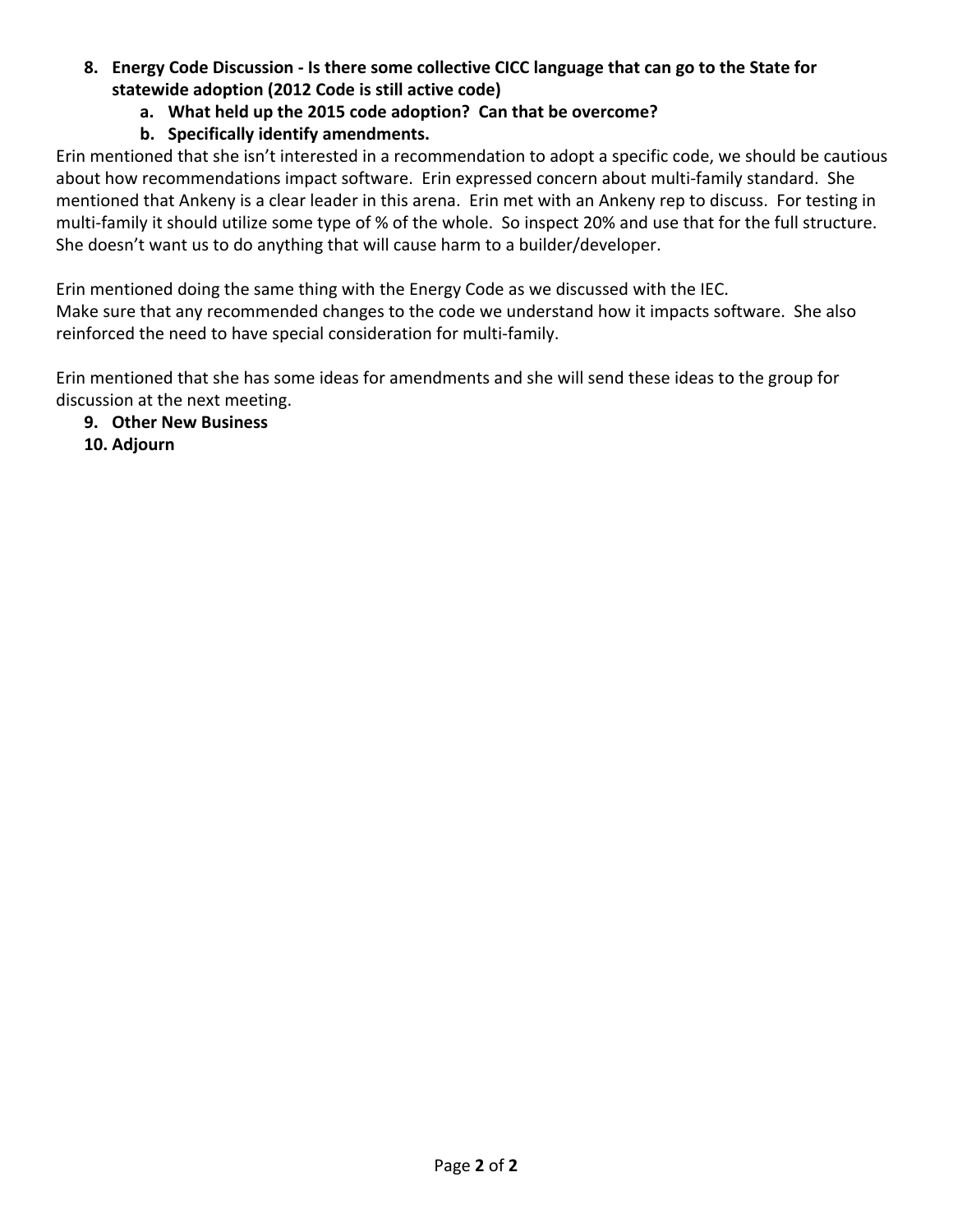8. **Energy Code Discussion - Is there some collective CICC language that can go to the State for statewide adoption (2012 Code is still active code)**
    a. **What held up the 2015 code adoption? Can that be overcome?**
    b. **Specifically identify amendments.**

Erin mentioned that she isn't interested in a recommendation to adopt a specific code, we should be cautious about how recommendations impact software. Erin expressed concern about multi-family standard. She mentioned that Ankeny is a clear leader in this arena. Erin met with an Ankeny rep to discuss. For testing in multi-family it should utilize some type of % of the whole. So inspect 20% and use that for the full structure. She doesn't want us to do anything that will cause harm to a builder/developer.

Erin mentioned doing the same thing with the Energy Code as we discussed with the IEC.
Make sure that any recommended changes to the code we understand how it impacts software. She also reinforced the need to have special consideration for multi-family.

Erin mentioned that she has some ideas for amendments and she will send these ideas to the group for discussion at the next meeting.

9. **Other New Business**
10. **Adjourn**